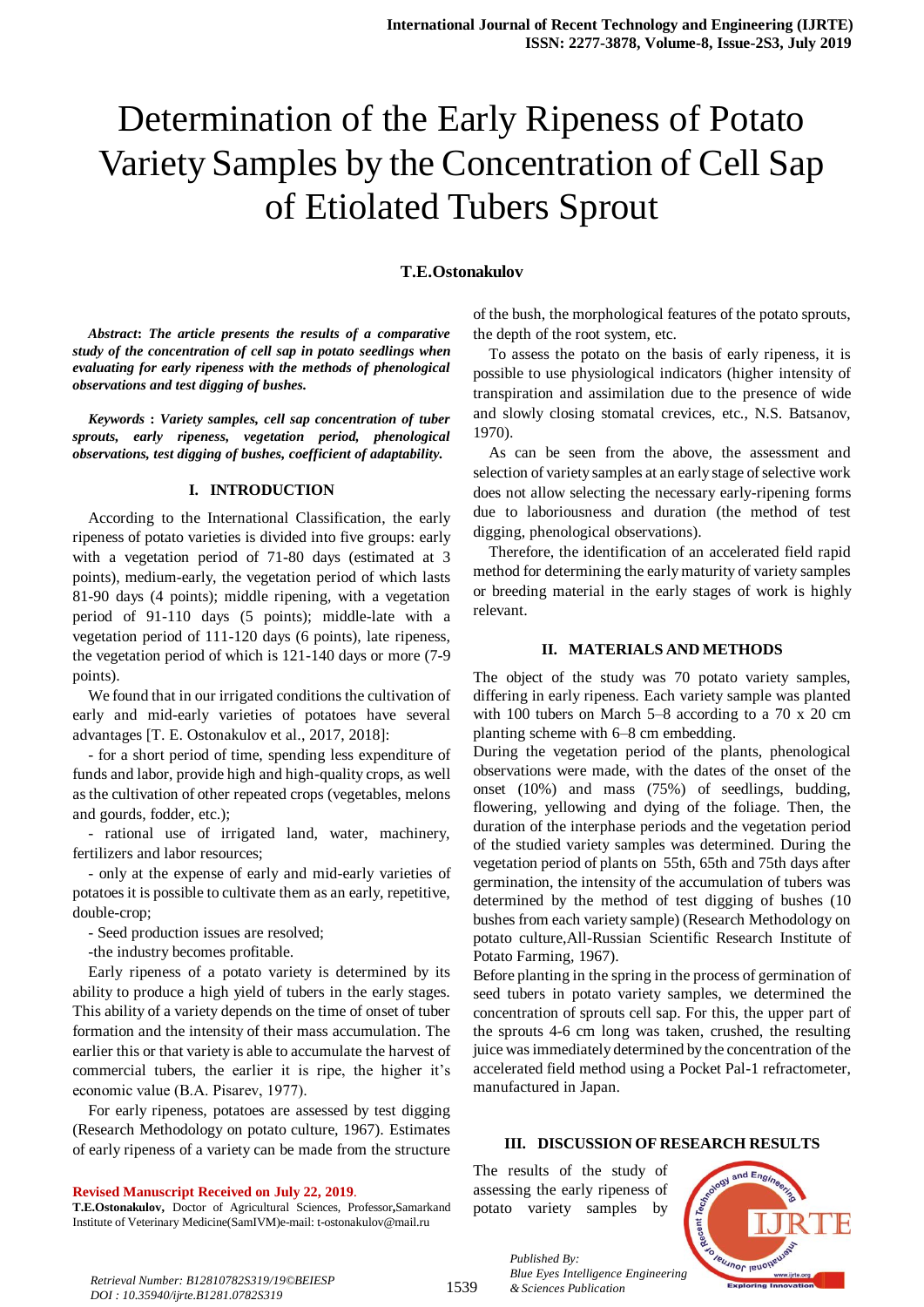# Determination of the Early Ripeness of Potato Variety Samples by the Concentration of Cell Sap of Etiolated Tubers Sprout

**T.E.Ostonakulov**

***Abstract*****:** ***The article presents the results of a comparative study of the concentration of cell sap in potato seedlings when evaluating for early ripeness with the methods of phenological observations and test digging of bushes.***

***Keywords*** **:** ***Variety samples, cell sap concentration of tuber sprouts, early ripeness, vegetation period, phenological observations, test digging of bushes, coefficient of adaptability.***

## I. INTRODUCTION

According to the International Classification, the early ripeness of potato varieties is divided into five groups: early with a vegetation period of 71-80 days (estimated at 3 points), medium-early, the vegetation period of which lasts 81-90 days (4 points); middle ripening, with a vegetation period of 91-110 days (5 points); middle-late with a vegetation period of 111-120 days (6 points), late ripeness, the vegetation period of which is 121-140 days or more (7-9 points).

We found that in our irrigated conditions the cultivation of early and mid-early varieties of potatoes have several advantages [T. E. Ostonakulov et al., 2017, 2018]:

- for a short period of time, spending less expenditure of funds and labor, provide high and high-quality crops, as well as the cultivation of other repeated crops (vegetables, melons and gourds, fodder, etc.);

- rational use of irrigated land, water, machinery, fertilizers and labor resources;

- only at the expense of early and mid-early varieties of potatoes it is possible to cultivate them as an early, repetitive, double-crop;

- Seed production issues are resolved;

-the industry becomes profitable.

Early ripeness of a potato variety is determined by its ability to produce a high yield of tubers in the early stages. This ability of a variety depends on the time of onset of tuber formation and the intensity of their mass accumulation. The earlier this or that variety is able to accumulate the harvest of commercial tubers, the earlier it is ripe, the higher it's economic value (B.A. Pisarev, 1977).

For early ripeness, potatoes are assessed by test digging (Research Methodology on potato culture, 1967). Estimates of early ripeness of a variety can be made from the structure of the bush, the morphological features of the potato sprouts, the depth of the root system, etc.

To assess the potato on the basis of early ripeness, it is possible to use physiological indicators (higher intensity of transpiration and assimilation due to the presence of wide and slowly closing stomatal crevices, etc., N.S. Batsanov, 1970).

As can be seen from the above, the assessment and selection of variety samples at an early stage of selective work does not allow selecting the necessary early-ripening forms due to laboriousness and duration (the method of test digging, phenological observations).

Therefore, the identification of an accelerated field rapid method for determining the early maturity of variety samples or breeding material in the early stages of work is highly relevant.

## II. MATERIALS AND METHODS

The object of the study was 70 potato variety samples, differing in early ripeness. Each variety sample was planted with 100 tubers on March 5–8 according to a 70 x 20 cm planting scheme with 6–8 cm embedding.

During the vegetation period of the plants, phenological observations were made, with the dates of the onset of the onset (10%) and mass (75%) of seedlings, budding, flowering, yellowing and dying of the foliage. Then, the duration of the interphase periods and the vegetation period of the studied variety samples was determined. During the vegetation period of plants on 55th, 65th and 75th days after germination, the intensity of the accumulation of tubers was determined by the method of test digging of bushes (10 bushes from each variety sample) (Research Methodology on potato culture,All-Russian Scientific Research Institute of Potato Farming, 1967).

Before planting in the spring in the process of germination of seed tubers in potato variety samples, we determined the concentration of sprouts cell sap. For this, the upper part of the sprouts 4-6 cm long was taken, crushed, the resulting juice was immediately determined by the concentration of the accelerated field method using a Pocket Pal-1 refractometer, manufactured in Japan.

## III. DISCUSSION OF RESEARCH RESULTS

The results of the study of assessing the early ripeness of potato variety samples by

**Revised Manuscript Received on July 22, 2019**.

**T.E.Ostonakulov,** Doctor of Agricultural Sciences, Professor**,**Samarkand Institute of Veterinary Medicine(SamIVM)e-mail: t-ostonakulov@mail.ru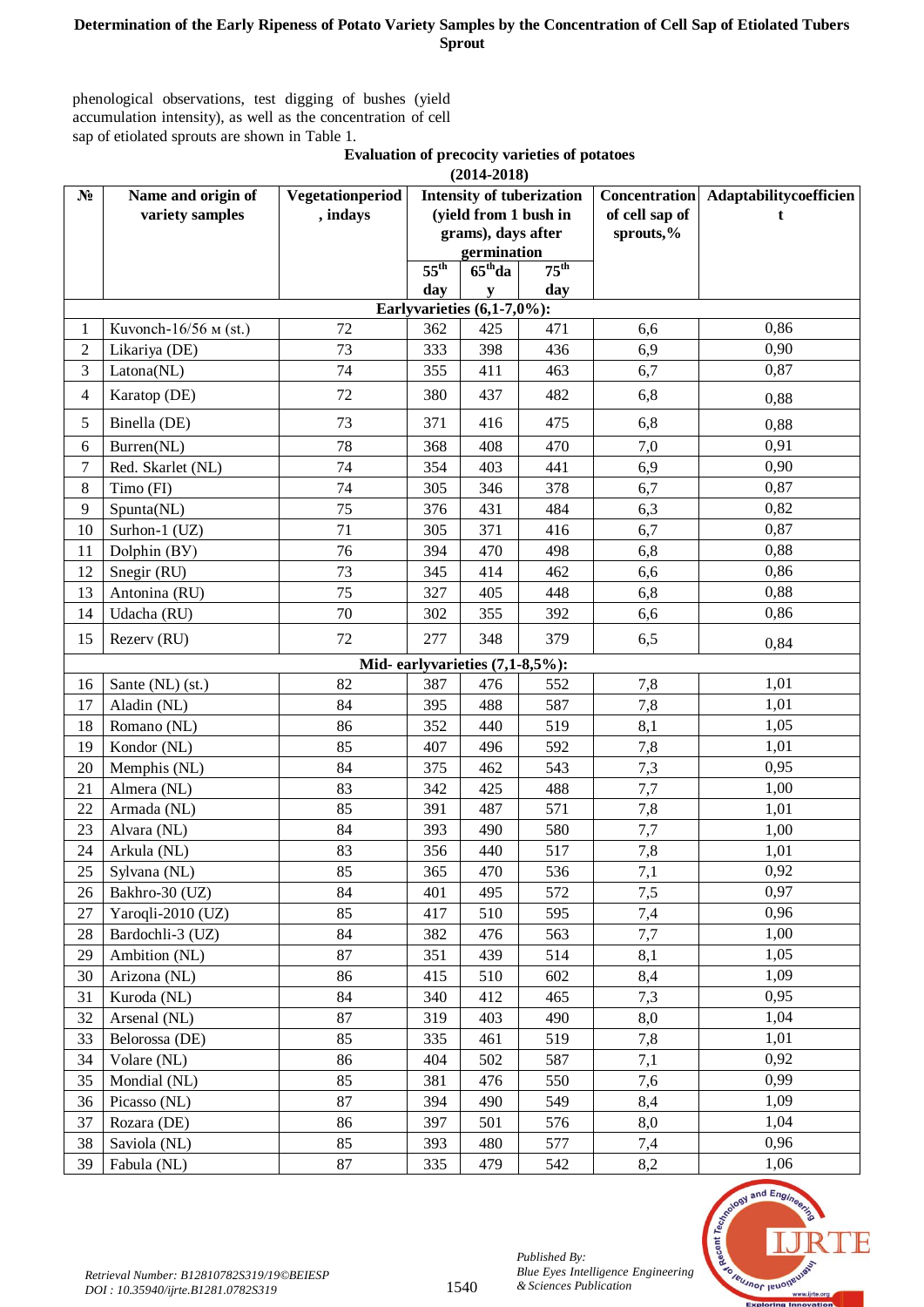phenological observations, test digging of bushes (yield accumulation intensity), as well as the concentration of cell sap of etiolated sprouts are shown in Table 1.

**Evaluation of precocity varieties of potatoes (2014-2018)**

| № | Name and origin of variety samples | Vegetationperiod, indays | Intensity of tuberization (yield from 1 bush in grams), days after germination | | | Concentration of cell sap of sprouts,% | Adaptabilitycoefficient |
|---|---|---|---|---|---|---|---|
| | | | 55[th] day | 65[th] day | 75[th] day | | |
| **Earlyvarieties (6,1-7,0%):** | | | | | | | |
| 1 | Kuvonch-16/56 м (st.) | 72 | 362 | 425 | 471 | 6,6 | 0,86 |
| 2 | Likariya (DE) | 73 | 333 | 398 | 436 | 6,9 | 0,90 |
| 3 | Latona(NL) | 74 | 355 | 411 | 463 | 6,7 | 0,87 |
| 4 | Karatop (DE) | 72 | 380 | 437 | 482 | 6,8 | 0,88 |
| 5 | Binella (DE) | 73 | 371 | 416 | 475 | 6,8 | 0,88 |
| 6 | Burren(NL) | 78 | 368 | 408 | 470 | 7,0 | 0,91 |
| 7 | Red. Skarlet (NL) | 74 | 354 | 403 | 441 | 6,9 | 0,90 |
| 8 | Timo (FI) | 74 | 305 | 346 | 378 | 6,7 | 0,87 |
| 9 | Spunta(NL) | 75 | 376 | 431 | 484 | 6,3 | 0,82 |
| 10 | Surhon-1 (UZ) | 71 | 305 | 371 | 416 | 6,7 | 0,87 |
| 11 | Dolphin (BY) | 76 | 394 | 470 | 498 | 6,8 | 0,88 |
| 12 | Snegir (RU) | 73 | 345 | 414 | 462 | 6,6 | 0,86 |
| 13 | Antonina (RU) | 75 | 327 | 405 | 448 | 6,8 | 0,88 |
| 14 | Udacha (RU) | 70 | 302 | 355 | 392 | 6,6 | 0,86 |
| 15 | Rezerv (RU) | 72 | 277 | 348 | 379 | 6,5 | 0,84 |
| **Mid- earlyvarieties (7,1-8,5%):** | | | | | | | |
| 16 | Sante (NL) (st.) | 82 | 387 | 476 | 552 | 7,8 | 1,01 |
| 17 | Aladin (NL) | 84 | 395 | 488 | 587 | 7,8 | 1,01 |
| 18 | Romano (NL) | 86 | 352 | 440 | 519 | 8,1 | 1,05 |
| 19 | Kondor (NL) | 85 | 407 | 496 | 592 | 7,8 | 1,01 |
| 20 | Memphis (NL) | 84 | 375 | 462 | 543 | 7,3 | 0,95 |
| 21 | Almera (NL) | 83 | 342 | 425 | 488 | 7,7 | 1,00 |
| 22 | Armada (NL) | 85 | 391 | 487 | 571 | 7,8 | 1,01 |
| 23 | Alvara (NL) | 84 | 393 | 490 | 580 | 7,7 | 1,00 |
| 24 | Arkula (NL) | 83 | 356 | 440 | 517 | 7,8 | 1,01 |
| 25 | Sylvana (NL) | 85 | 365 | 470 | 536 | 7,1 | 0,92 |
| 26 | Bakhro-30 (UZ) | 84 | 401 | 495 | 572 | 7,5 | 0,97 |
| 27 | Yaroqli-2010 (UZ) | 85 | 417 | 510 | 595 | 7,4 | 0,96 |
| 28 | Bardochli-3 (UZ) | 84 | 382 | 476 | 563 | 7,7 | 1,00 |
| 29 | Ambition (NL) | 87 | 351 | 439 | 514 | 8,1 | 1,05 |
| 30 | Arizona (NL) | 86 | 415 | 510 | 602 | 8,4 | 1,09 |
| 31 | Kuroda (NL) | 84 | 340 | 412 | 465 | 7,3 | 0,95 |
| 32 | Arsenal (NL) | 87 | 319 | 403 | 490 | 8,0 | 1,04 |
| 33 | Belorossa (DE) | 85 | 335 | 461 | 519 | 7,8 | 1,01 |
| 34 | Volare (NL) | 86 | 404 | 502 | 587 | 7,1 | 0,92 |
| 35 | Mondial (NL) | 85 | 381 | 476 | 550 | 7,6 | 0,99 |
| 36 | Picasso (NL) | 87 | 394 | 490 | 549 | 8,4 | 1,09 |
| 37 | Rozara (DE) | 86 | 397 | 501 | 576 | 8,0 | 1,04 |
| 38 | Saviola (NL) | 85 | 393 | 480 | 577 | 7,4 | 0,96 |
| 39 | Fabula (NL) | 87 | 335 | 479 | 542 | 8,2 | 1,06 |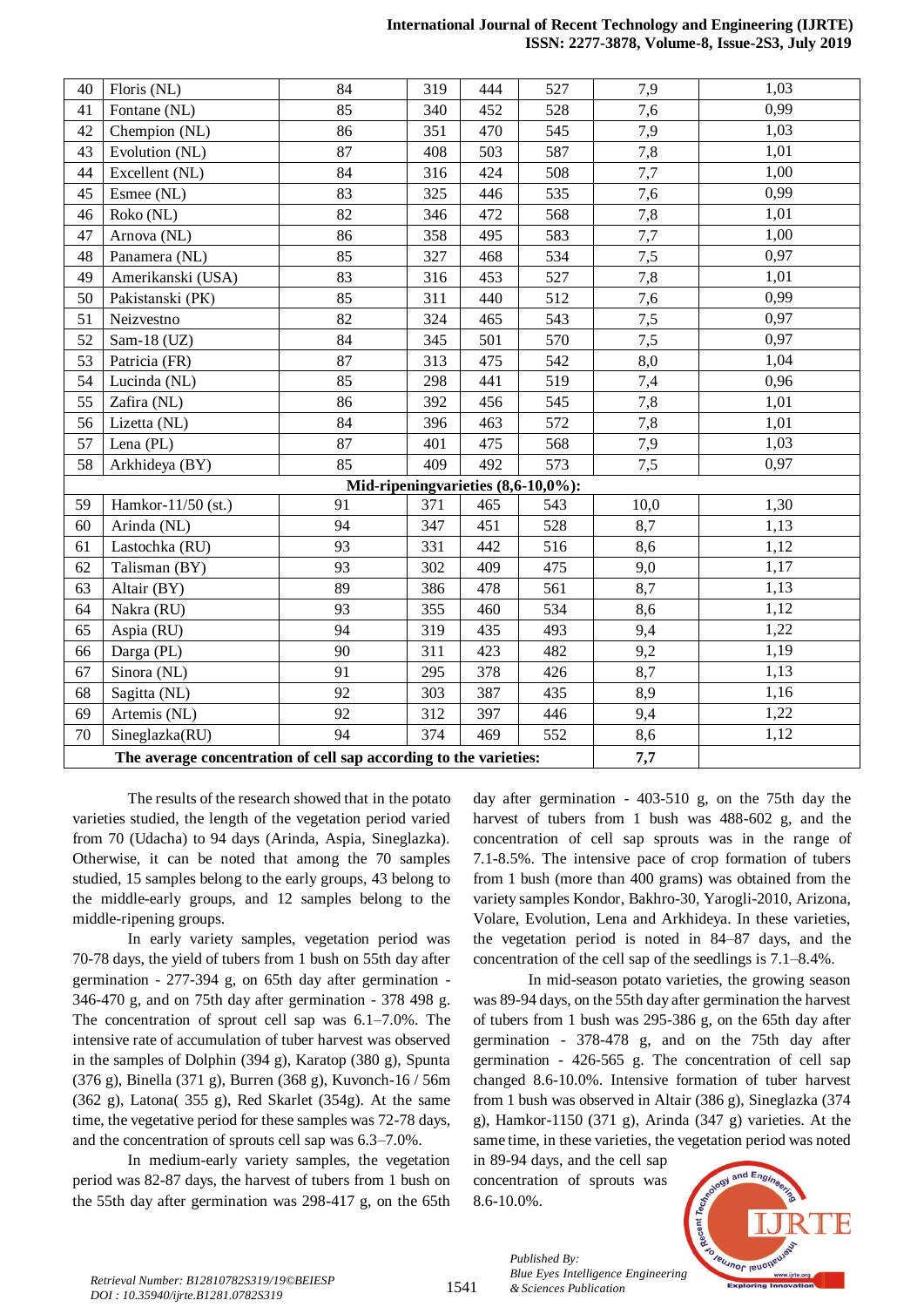| | | | | | | | |
|---|---|---|---|---|---|---|---|
| 40 | Floris (NL) | 84 | 319 | 444 | 527 | 7,9 | 1,03 |
| 41 | Fontane (NL) | 85 | 340 | 452 | 528 | 7,6 | 0,99 |
| 42 | Chempion (NL) | 86 | 351 | 470 | 545 | 7,9 | 1,03 |
| 43 | Evolution (NL) | 87 | 408 | 503 | 587 | 7,8 | 1,01 |
| 44 | Excellent (NL) | 84 | 316 | 424 | 508 | 7,7 | 1,00 |
| 45 | Esmee (NL) | 83 | 325 | 446 | 535 | 7,6 | 0,99 |
| 46 | Roko (NL) | 82 | 346 | 472 | 568 | 7,8 | 1,01 |
| 47 | Arnova (NL) | 86 | 358 | 495 | 583 | 7,7 | 1,00 |
| 48 | Panamera (NL) | 85 | 327 | 468 | 534 | 7,5 | 0,97 |
| 49 | Amerikanski (USA) | 83 | 316 | 453 | 527 | 7,8 | 1,01 |
| 50 | Pakistanski (PK) | 85 | 311 | 440 | 512 | 7,6 | 0,99 |
| 51 | Neizvestno | 82 | 324 | 465 | 543 | 7,5 | 0,97 |
| 52 | Sam-18 (UZ) | 84 | 345 | 501 | 570 | 7,5 | 0,97 |
| 53 | Patricia (FR) | 87 | 313 | 475 | 542 | 8,0 | 1,04 |
| 54 | Lucinda (NL) | 85 | 298 | 441 | 519 | 7,4 | 0,96 |
| 55 | Zafira (NL) | 86 | 392 | 456 | 545 | 7,8 | 1,01 |
| 56 | Lizetta (NL) | 84 | 396 | 463 | 572 | 7,8 | 1,01 |
| 57 | Lena (PL) | 87 | 401 | 475 | 568 | 7,9 | 1,03 |
| 58 | Arkhideya (BY) | 85 | 409 | 492 | 573 | 7,5 | 0,97 |
| **Mid-ripeningvarieties (8,6-10,0%):** | | | | | | | |
| 59 | Hamkor-11/50 (st.) | 91 | 371 | 465 | 543 | 10,0 | 1,30 |
| 60 | Arinda (NL) | 94 | 347 | 451 | 528 | 8,7 | 1,13 |
| 61 | Lastochka (RU) | 93 | 331 | 442 | 516 | 8,6 | 1,12 |
| 62 | Talisman (BY) | 93 | 302 | 409 | 475 | 9,0 | 1,17 |
| 63 | Altair (BY) | 89 | 386 | 478 | 561 | 8,7 | 1,13 |
| 64 | Nakra (RU) | 93 | 355 | 460 | 534 | 8,6 | 1,12 |
| 65 | Aspia (RU) | 94 | 319 | 435 | 493 | 9,4 | 1,22 |
| 66 | Darga (PL) | 90 | 311 | 423 | 482 | 9,2 | 1,19 |
| 67 | Sinora (NL) | 91 | 295 | 378 | 426 | 8,7 | 1,13 |
| 68 | Sagitta (NL) | 92 | 303 | 387 | 435 | 8,9 | 1,16 |
| 69 | Artemis (NL) | 92 | 312 | 397 | 446 | 9,4 | 1,22 |
| 70 | Sineglazka(RU) | 94 | 374 | 469 | 552 | 8,6 | 1,12 |
| **The average concentration of cell sap according to the varieties:** | | | | | | **7,7** | |

The results of the research showed that in the potato varieties studied, the length of the vegetation period varied from 70 (Udacha) to 94 days (Arinda, Aspia, Sineglazka). Otherwise, it can be noted that among the 70 samples studied, 15 samples belong to the early groups, 43 belong to the middle-early groups, and 12 samples belong to the middle-ripening groups.

In early variety samples, vegetation period was 70-78 days, the yield of tubers from 1 bush on 55th day after germination - 277-394 g, on 65th day after germination - 346-470 g, and on 75th day after germination - 378 498 g. The concentration of sprout cell sap was 6.1–7.0%. The intensive rate of accumulation of tuber harvest was observed in the samples of Dolphin (394 g), Karatop (380 g), Spunta (376 g), Binella (371 g), Burren (368 g), Kuvonch-16 / 56m (362 g), Latona( 355 g), Red Skarlet (354g). At the same time, the vegetative period for these samples was 72-78 days, and the concentration of sprouts cell sap was 6.3–7.0%.

In medium-early variety samples, the vegetation period was 82-87 days, the harvest of tubers from 1 bush on the 55th day after germination was 298-417 g, on the 65th day after germination - 403-510 g, on the 75th day the harvest of tubers from 1 bush was 488-602 g, and the concentration of cell sap sprouts was in the range of 7.1-8.5%. The intensive pace of crop formation of tubers from 1 bush (more than 400 grams) was obtained from the variety samples Kondor, Bakhro-30, Yarogli-2010, Arizona, Volare, Evolution, Lena and Arkhideya. In these varieties, the vegetation period is noted in 84–87 days, and the concentration of the cell sap of the seedlings is 7.1–8.4%.

In mid-season potato varieties, the growing season was 89-94 days, on the 55th day after germination the harvest of tubers from 1 bush was 295-386 g, on the 65th day after germination - 378-478 g, and on the 75th day after germination - 426-565 g. The concentration of cell sap changed 8.6-10.0%. Intensive formation of tuber harvest from 1 bush was observed in Altair (386 g), Sineglazka (374 g), Hamkor-1150 (371 g), Arinda (347 g) varieties. At the same time, in these varieties, the vegetation period was noted in 89-94 days, and the cell sap concentration of sprouts was 8.6-10.0%.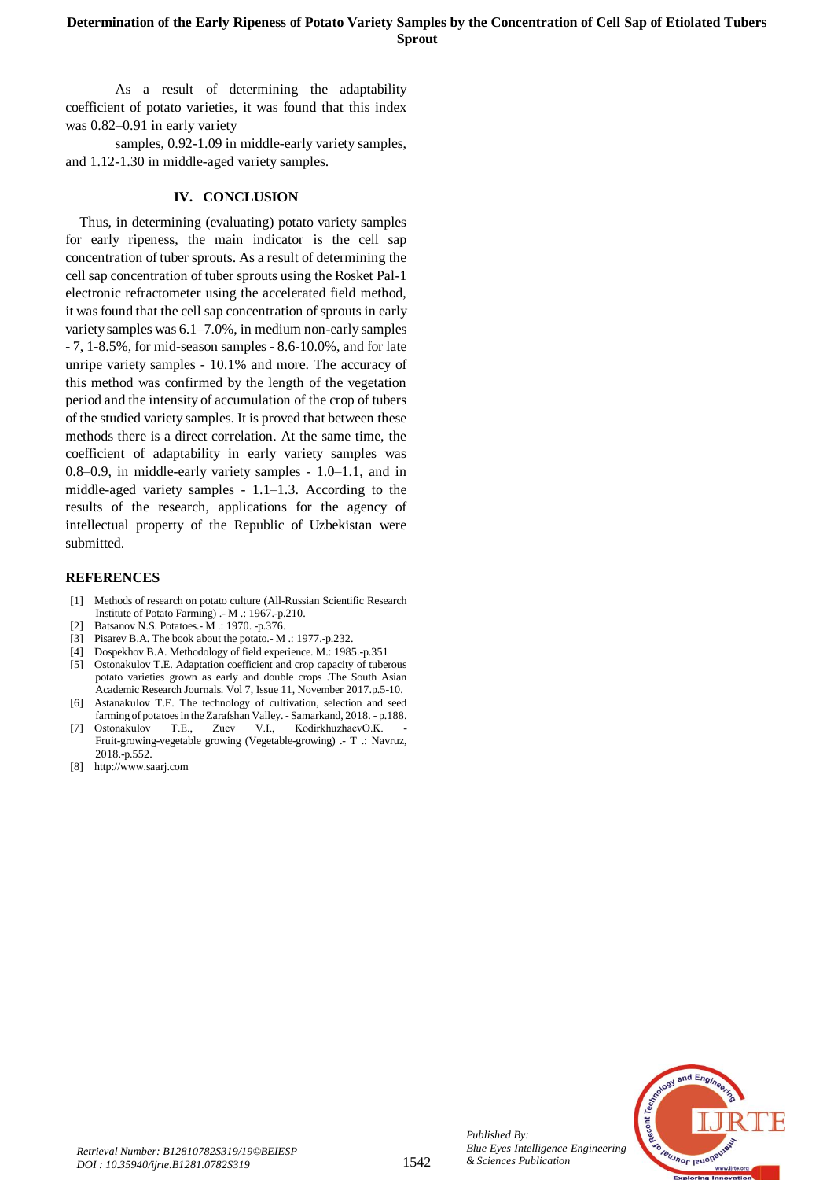As a result of determining the adaptability coefficient of potato varieties, it was found that this index was 0.82–0.91 in early variety

samples, 0.92-1.09 in middle-early variety samples, and 1.12-1.30 in middle-aged variety samples.

## IV. CONCLUSION

Thus, in determining (evaluating) potato variety samples for early ripeness, the main indicator is the cell sap concentration of tuber sprouts. As a result of determining the cell sap concentration of tuber sprouts using the Rosket Pal-1 electronic refractometer using the accelerated field method, it was found that the cell sap concentration of sprouts in early variety samples was 6.1–7.0%, in medium non-early samples - 7, 1-8.5%, for mid-season samples - 8.6-10.0%, and for late unripe variety samples - 10.1% and more. The accuracy of this method was confirmed by the length of the vegetation period and the intensity of accumulation of the crop of tubers of the studied variety samples. It is proved that between these methods there is a direct correlation. At the same time, the coefficient of adaptability in early variety samples was 0.8–0.9, in middle-early variety samples - 1.0–1.1, and in middle-aged variety samples - 1.1–1.3. According to the results of the research, applications for the agency of intellectual property of the Republic of Uzbekistan were submitted.

## REFERENCES

[1] Methods of research on potato culture (All-Russian Scientific Research Institute of Potato Farming) .- M .: 1967.-p.210.

[2] Batsanov N.S. Potatoes.- M .: 1970. -p.376.

[3] Pisarev B.A. The book about the potato.- M .: 1977.-p.232.

[4] Dospekhov B.A. Methodology of field experience. M.: 1985.-p.351

[5] Ostonakulov T.E. Adaptation coefficient and crop capacity of tuberous potato varieties grown as early and double crops .The South Asian Academic Research Journals. Vol 7, Issue 11, November 2017.p.5-10.

[6] Astanakulov T.E. The technology of cultivation, selection and seed farming of potatoes in the Zarafshan Valley. - Samarkand, 2018. - p.188.

[7] Ostonakulov T.E., Zuev V.I., KodirkhuzhaevO.K. - Fruit-growing-vegetable growing (Vegetable-growing) .- T .: Navruz, 2018.-p.552.

[8] http://www.saarj.com